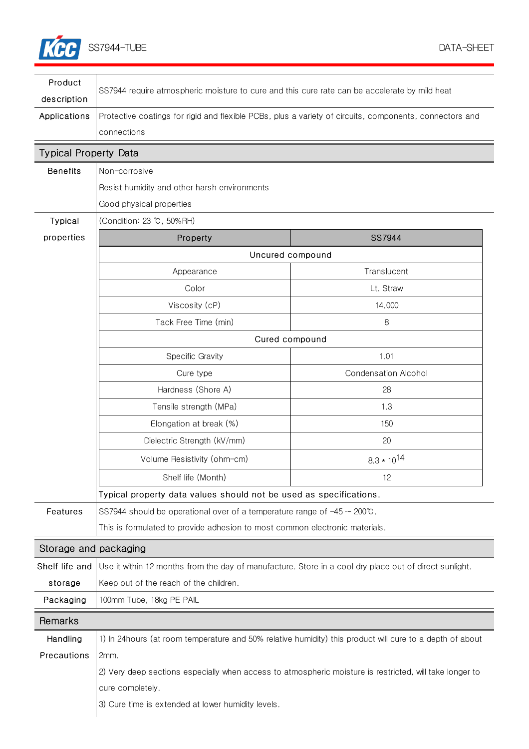# SS7944-TUBE

DATA-SHEET

| | |
|---|---|
| Product description | SS7944 require atmospheric moisture to cure and this cure rate can be accelerate by mild heat |
| Applications | Protective coatings for rigid and flexible PCBs, plus a variety of circuits, components, connectors and connections |

## Typical Property Data

**Benefits**

Non-corrosive

Resist humidity and other harsh environments

Good physical properties

**Typical properties**

(Condition: 23 ℃, 50%RH)

| Property | SS7944 |
|---|---|
| **Uncured compound** | |
| Appearance | Translucent |
| Color | Lt. Straw |
| Viscosity (cP) | 14,000 |
| Tack Free Time (min) | 8 |
| **Cured compound** | |
| Specific Gravity | 1.01 |
| Cure type | Condensation Alcohol |
| Hardness (Shore A) | 28 |
| Tensile strength (MPa) | 1.3 |
| Elongation at break (%) | 150 |
| Dielectric Strength (kV/mm) | 20 |
| Volume Resistivity (ohm-cm) | $8.3 * 10^{14}$ |
| Shelf life (Month) | 12 |

Typical property data values should not be used as specifications.

**Features**

SS7944 should be operational over of a temperature range of -45 ~ 200℃.

This is formulated to provide adhesion to most common electronic materials.

## Storage and packaging

| | |
|---|---|
| Shelf life and storage | Use it within 12 months from the day of manufacture. Store in a cool dry place out of direct sunlight. Keep out of the reach of the children. |
| Packaging | 100mm Tube, 18kg PE PAIL |

## Remarks

**Handling Precautions**

1) In 24hours (at room temperature and 50% relative humidity) this product will cure to a depth of about 2mm.

2) Very deep sections especially when access to atmospheric moisture is restricted, will take longer to cure completely.

3) Cure time is extended at lower humidity levels.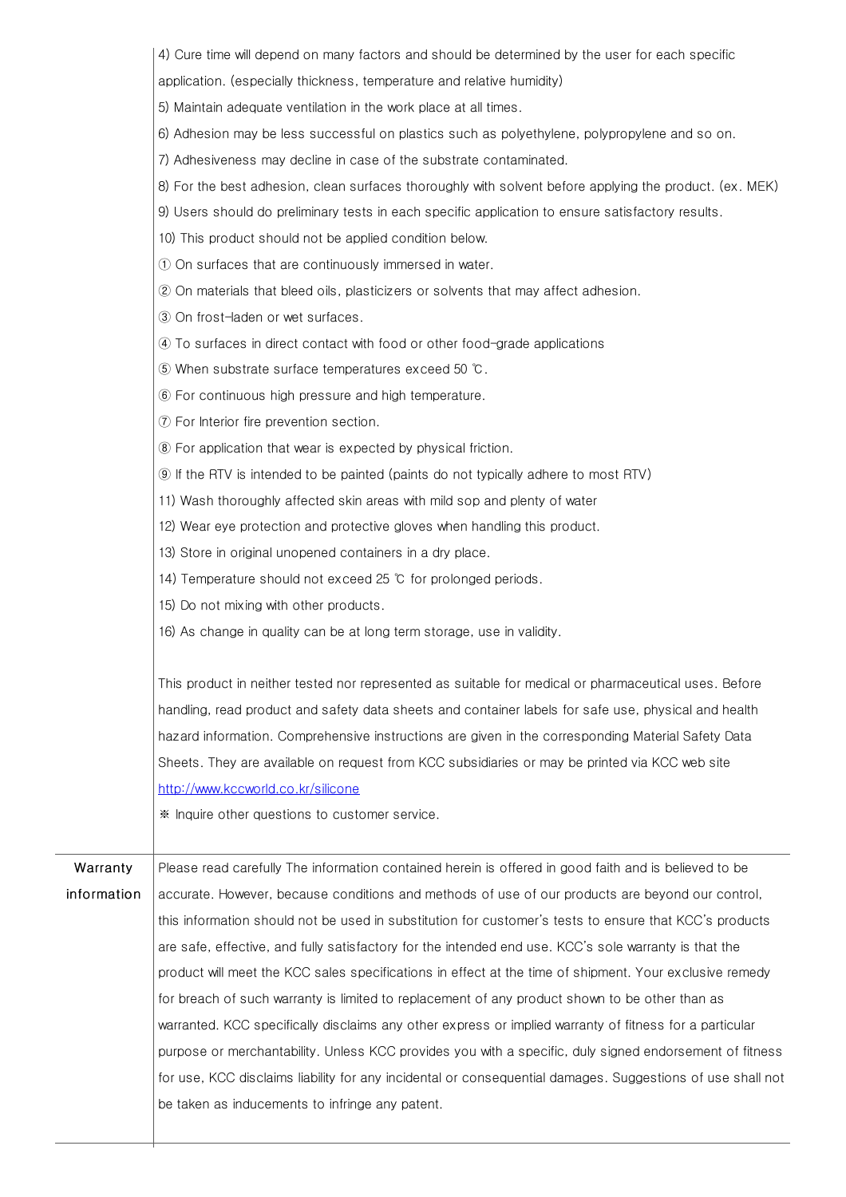4) Cure time will depend on many factors and should be determined by the user for each specific application. (especially thickness, temperature and relative humidity)

5) Maintain adequate ventilation in the work place at all times.

6) Adhesion may be less successful on plastics such as polyethylene, polypropylene and so on.

7) Adhesiveness may decline in case of the substrate contaminated.

8) For the best adhesion, clean surfaces thoroughly with solvent before applying the product. (ex. MEK)

9) Users should do preliminary tests in each specific application to ensure satisfactory results.

10) This product should not be applied condition below.

① On surfaces that are continuously immersed in water.

② On materials that bleed oils, plasticizers or solvents that may affect adhesion.

③ On frost-laden or wet surfaces.

④ To surfaces in direct contact with food or other food-grade applications

⑤ When substrate surface temperatures exceed 50 ℃.

⑥ For continuous high pressure and high temperature.

⑦ For Interior fire prevention section.

⑧ For application that wear is expected by physical friction.

⑨ If the RTV is intended to be painted (paints do not typically adhere to most RTV)

11) Wash thoroughly affected skin areas with mild sop and plenty of water

12) Wear eye protection and protective gloves when handling this product.

13) Store in original unopened containers in a dry place.

14) Temperature should not exceed 25 ℃ for prolonged periods.

15) Do not mixing with other products.

16) As change in quality can be at long term storage, use in validity.

This product in neither tested nor represented as suitable for medical or pharmaceutical uses. Before handling, read product and safety data sheets and container labels for safe use, physical and health hazard information. Comprehensive instructions are given in the corresponding Material Safety Data Sheets. They are available on request from KCC subsidiaries or may be printed via KCC web site http://www.kccworld.co.kr/silicone

※ Inquire other questions to customer service.

| Warranty information | Please read carefully The information contained herein is offered in good faith and is believed to be accurate. However, because conditions and methods of use of our products are beyond our control, this information should not be used in substitution for customer's tests to ensure that KCC's products are safe, effective, and fully satisfactory for the intended end use. KCC's sole warranty is that the product will meet the KCC sales specifications in effect at the time of shipment. Your exclusive remedy for breach of such warranty is limited to replacement of any product shown to be other than as warranted. KCC specifically disclaims any other express or implied warranty of fitness for a particular purpose or merchantability. Unless KCC provides you with a specific, duly signed endorsement of fitness for use, KCC disclaims liability for any incidental or consequential damages. Suggestions of use shall not be taken as inducements to infringe any patent. |
|---|---|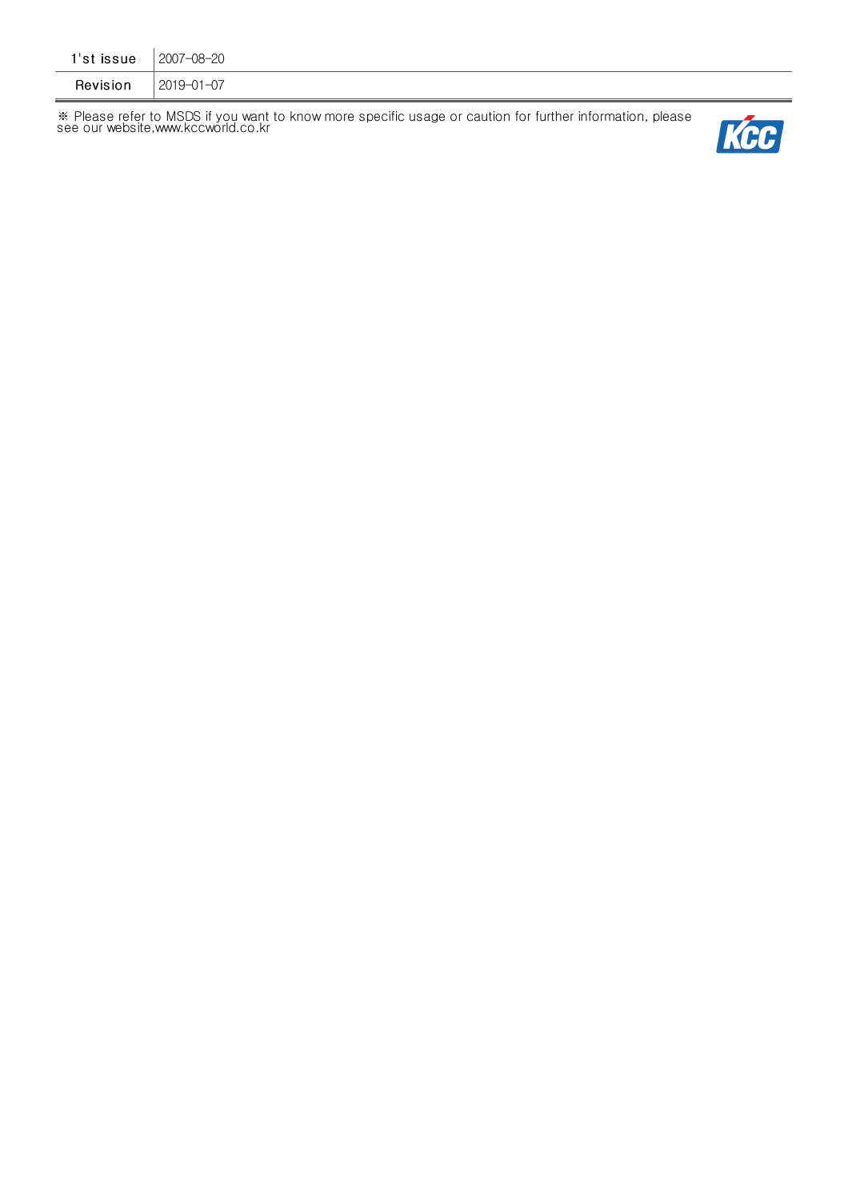| | |
|---|---|
| 1'st issue | 2007-08-20 |
| Revision | 2019-01-07 |

※ Please refer to MSDS if you want to know more specific usage or caution for further information, please see our website,www.kccworld.co.kr